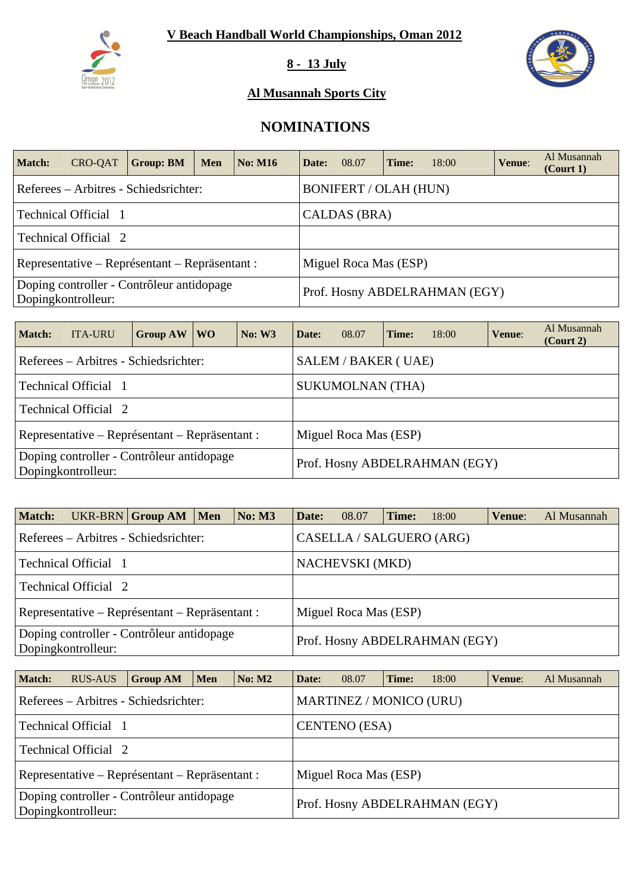**V Beach Handball World Championships, Oman 2012**

**8 - 13 July**

**Al Musannah Sports City**

## NOMINATIONS

| **Match:** | CRO-QAT | **Group: BM** | **Men** | **No: M16** | **Date:** | 08.07 | **Time:** | 18:00 | **Venue:** | Al Musannah **(Court 1)** |
|---|---|---|---|---|---|---|---|---|---|---|
| Referees – Arbitres - Schiedsrichter: | | | | | BONIFERT / OLAH (HUN) | | | | | |
| Technical Official 1 | | | | | CALDAS (BRA) | | | | | |
| Technical Official 2 | | | | | | | | | | |
| Representative – Représentant – Repräsentant : | | | | | Miguel Roca Mas (ESP) | | | | | |
| Doping controller - Contrôleur antidopage Dopingkontrolleur: | | | | | Prof. Hosny ABDELRAHMAN (EGY) | | | | | |

| **Match:** | ITA-URU | **Group AW** | **WO** | **No: W3** | **Date:** | 08.07 | **Time:** | 18:00 | **Venue:** | Al Musannah **(Court 2)** |
|---|---|---|---|---|---|---|---|---|---|---|
| Referees – Arbitres - Schiedsrichter: | | | | | SALEM / BAKER ( UAE) | | | | | |
| Technical Official 1 | | | | | SUKUMOLNAN (THA) | | | | | |
| Technical Official 2 | | | | | | | | | | |
| Representative – Représentant – Repräsentant : | | | | | Miguel Roca Mas (ESP) | | | | | |
| Doping controller - Contrôleur antidopage Dopingkontrolleur: | | | | | Prof. Hosny ABDELRAHMAN (EGY) | | | | | |

| **Match:** | UKR-BRN | **Group AM** | **Men** | **No: M3** | **Date:** | 08.07 | **Time:** | 18:00 | **Venue:** | Al Musannah |
|---|---|---|---|---|---|---|---|---|---|---|
| Referees – Arbitres - Schiedsrichter: | | | | | CASELLA / SALGUERO (ARG) | | | | | |
| Technical Official 1 | | | | | NACHEVSKI (MKD) | | | | | |
| Technical Official 2 | | | | | | | | | | |
| Representative – Représentant – Repräsentant : | | | | | Miguel Roca Mas (ESP) | | | | | |
| Doping controller - Contrôleur antidopage Dopingkontrolleur: | | | | | Prof. Hosny ABDELRAHMAN (EGY) | | | | | |

| **Match:** | RUS-AUS | **Group AM** | **Men** | **No: M2** | **Date:** | 08.07 | **Time:** | 18:00 | **Venue:** | Al Musannah |
|---|---|---|---|---|---|---|---|---|---|---|
| Referees – Arbitres - Schiedsrichter: | | | | | MARTINEZ / MONICO (URU) | | | | | |
| Technical Official 1 | | | | | CENTENO (ESA) | | | | | |
| Technical Official 2 | | | | | | | | | | |
| Representative – Représentant – Repräsentant : | | | | | Miguel Roca Mas (ESP) | | | | | |
| Doping controller - Contrôleur antidopage Dopingkontrolleur: | | | | | Prof. Hosny ABDELRAHMAN (EGY) | | | | | |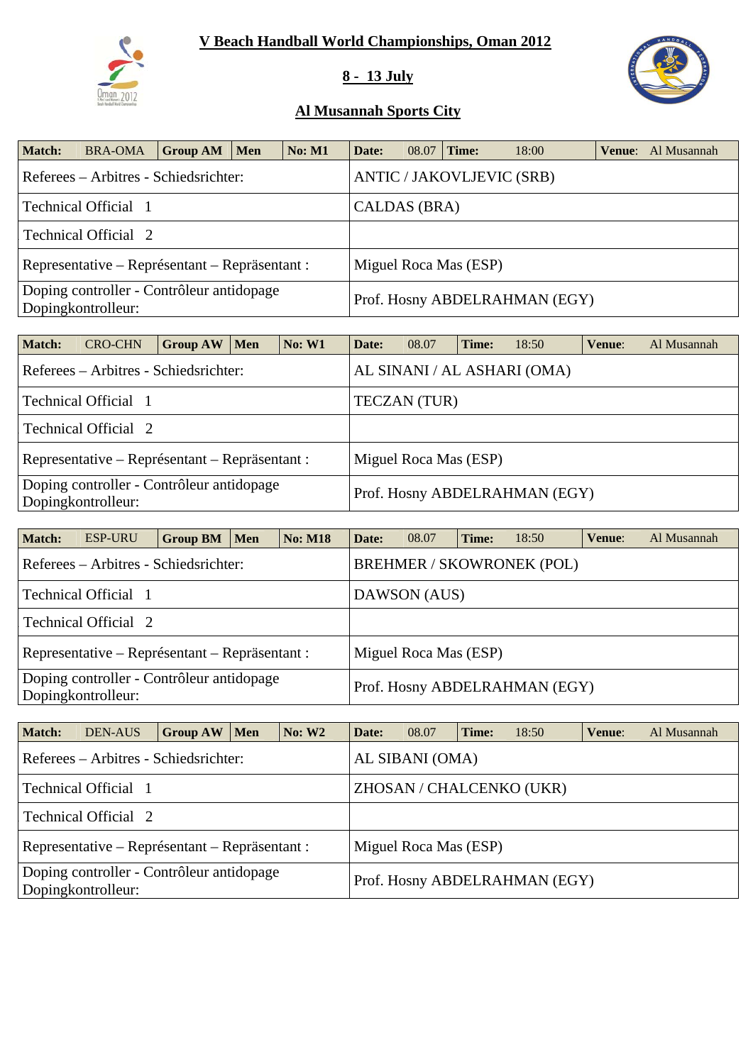# V Beach Handball World Championships, Oman 2012

## 8 - 13 July

## Al Musannah Sports City

| Match: | BRA-OMA | Group AM | Men | No: M1 | Date: | 08.07 | Time: | 18:00 | Venue: | Al Musannah |
|---|---|---|---|---|---|---|---|---|---|---|
| Referees – Arbitres - Schiedsrichter: | | | | | ANTIC / JAKOVLJEVIC (SRB) | | | | | |
| Technical Official 1 | | | | | CALDAS (BRA) | | | | | |
| Technical Official 2 | | | | | | | | | | |
| Representative – Représentant – Repräsentant : | | | | | Miguel Roca Mas (ESP) | | | | | |
| Doping controller - Contrôleur antidopage Dopingkontrolleur: | | | | | Prof. Hosny ABDELRAHMAN (EGY) | | | | | |

| Match: | CRO-CHN | Group AW | Men | No: W1 | Date: | 08.07 | Time: | 18:50 | Venue: | Al Musannah |
|---|---|---|---|---|---|---|---|---|---|---|
| Referees – Arbitres - Schiedsrichter: | | | | | AL SINANI / AL ASHARI (OMA) | | | | | |
| Technical Official 1 | | | | | TECZAN (TUR) | | | | | |
| Technical Official 2 | | | | | | | | | | |
| Representative – Représentant – Repräsentant : | | | | | Miguel Roca Mas (ESP) | | | | | |
| Doping controller - Contrôleur antidopage Dopingkontrolleur: | | | | | Prof. Hosny ABDELRAHMAN (EGY) | | | | | |

| Match: | ESP-URU | Group BM | Men | No: M18 | Date: | 08.07 | Time: | 18:50 | Venue: | Al Musannah |
|---|---|---|---|---|---|---|---|---|---|---|
| Referees – Arbitres - Schiedsrichter: | | | | | BREHMER / SKOWRONEK (POL) | | | | | |
| Technical Official 1 | | | | | DAWSON (AUS) | | | | | |
| Technical Official 2 | | | | | | | | | | |
| Representative – Représentant – Repräsentant : | | | | | Miguel Roca Mas (ESP) | | | | | |
| Doping controller - Contrôleur antidopage Dopingkontrolleur: | | | | | Prof. Hosny ABDELRAHMAN (EGY) | | | | | |

| Match: | DEN-AUS | Group AW | Men | No: W2 | Date: | 08.07 | Time: | 18:50 | Venue: | Al Musannah |
|---|---|---|---|---|---|---|---|---|---|---|
| Referees – Arbitres - Schiedsrichter: | | | | | AL SIBANI (OMA) | | | | | |
| Technical Official 1 | | | | | ZHOSAN / CHALCENKO (UKR) | | | | | |
| Technical Official 2 | | | | | | | | | | |
| Representative – Représentant – Repräsentant : | | | | | Miguel Roca Mas (ESP) | | | | | |
| Doping controller - Contrôleur antidopage Dopingkontrolleur: | | | | | Prof. Hosny ABDELRAHMAN (EGY) | | | | | |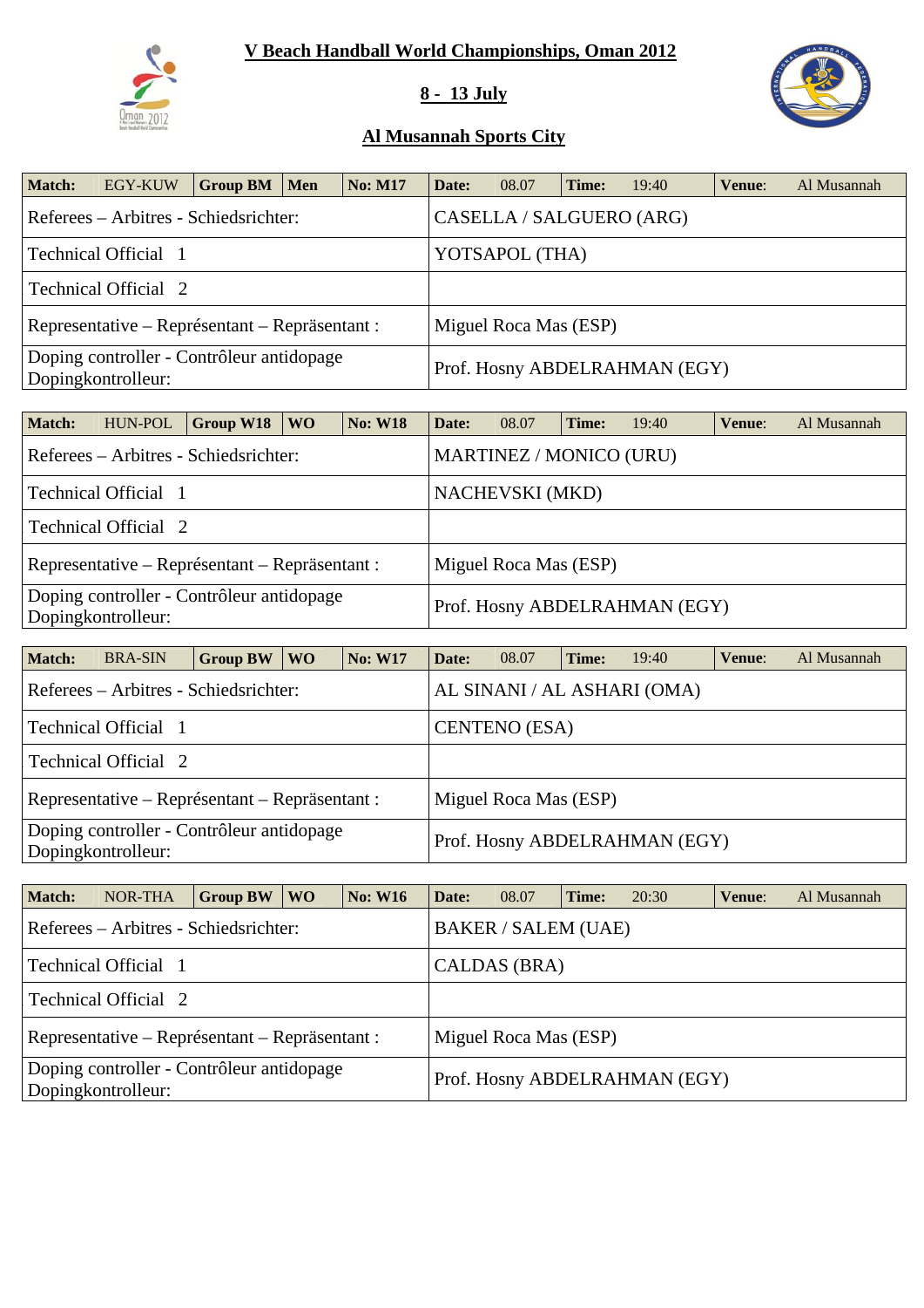# V Beach Handball World Championships, Oman 2012

## 8 - 13 July

## Al Musannah Sports City

| Match: | EGY-KUW | Group BM | Men | No: M17 | Date: | 08.07 | Time: | 19:40 | Venue: | Al Musannah |
|---|---|---|---|---|---|---|---|---|---|---|
| Referees – Arbitres - Schiedsrichter: | | | | | CASELLA / SALGUERO (ARG) | | | | | |
| Technical Official 1 | | | | | YOTSAPOL (THA) | | | | | |
| Technical Official 2 | | | | | | | | | | |
| Representative – Représentant – Repräsentant : | | | | | Miguel Roca Mas (ESP) | | | | | |
| Doping controller - Contrôleur antidopage Dopingkontrolleur: | | | | | Prof. Hosny ABDELRAHMAN (EGY) | | | | | |

| Match: | HUN-POL | Group W18 | WO | No: W18 | Date: | 08.07 | Time: | 19:40 | Venue: | Al Musannah |
|---|---|---|---|---|---|---|---|---|---|---|
| Referees – Arbitres - Schiedsrichter: | | | | | MARTINEZ / MONICO (URU) | | | | | |
| Technical Official 1 | | | | | NACHEVSKI (MKD) | | | | | |
| Technical Official 2 | | | | | | | | | | |
| Representative – Représentant – Repräsentant : | | | | | Miguel Roca Mas (ESP) | | | | | |
| Doping controller - Contrôleur antidopage Dopingkontrolleur: | | | | | Prof. Hosny ABDELRAHMAN (EGY) | | | | | |

| Match: | BRA-SIN | Group BW | WO | No: W17 | Date: | 08.07 | Time: | 19:40 | Venue: | Al Musannah |
|---|---|---|---|---|---|---|---|---|---|---|
| Referees – Arbitres - Schiedsrichter: | | | | | AL SINANI / AL ASHARI (OMA) | | | | | |
| Technical Official 1 | | | | | CENTENO (ESA) | | | | | |
| Technical Official 2 | | | | | | | | | | |
| Representative – Représentant – Repräsentant : | | | | | Miguel Roca Mas (ESP) | | | | | |
| Doping controller - Contrôleur antidopage Dopingkontrolleur: | | | | | Prof. Hosny ABDELRAHMAN (EGY) | | | | | |

| Match: | NOR-THA | Group BW | WO | No: W16 | Date: | 08.07 | Time: | 20:30 | Venue: | Al Musannah |
|---|---|---|---|---|---|---|---|---|---|---|
| Referees – Arbitres - Schiedsrichter: | | | | | BAKER / SALEM (UAE) | | | | | |
| Technical Official 1 | | | | | CALDAS (BRA) | | | | | |
| Technical Official 2 | | | | | | | | | | |
| Representative – Représentant – Repräsentant : | | | | | Miguel Roca Mas (ESP) | | | | | |
| Doping controller - Contrôleur antidopage Dopingkontrolleur: | | | | | Prof. Hosny ABDELRAHMAN (EGY) | | | | | |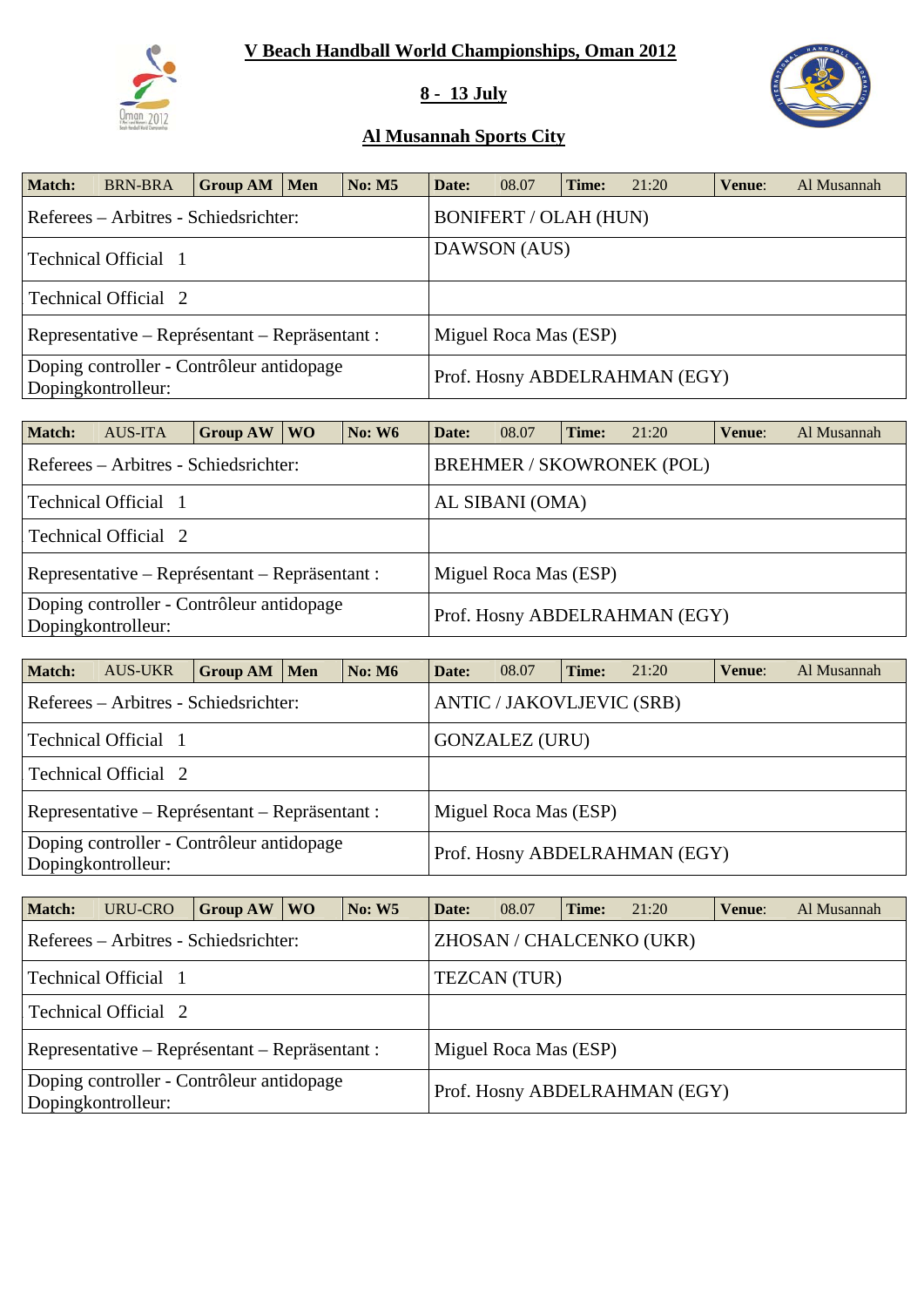**V Beach Handball World Championships, Oman 2012**

**8 - 13 July**

**Al Musannah Sports City**

| Match: | BRN-BRA | Group AM | Men | No: M5 | Date: | 08.07 | Time: | 21:20 | Venue: | Al Musannah |
|---|---|---|---|---|---|---|---|---|---|---|
| Referees – Arbitres - Schiedsrichter: | | | | | BONIFERT / OLAH (HUN) | | | | | |
| Technical Official 1 | | | | | DAWSON (AUS) | | | | | |
| Technical Official 2 | | | | | | | | | | |
| Representative – Représentant – Repräsentant : | | | | | Miguel Roca Mas (ESP) | | | | | |
| Doping controller - Contrôleur antidopage Dopingkontrolleur: | | | | | Prof. Hosny ABDELRAHMAN (EGY) | | | | | |

| Match: | AUS-ITA | Group AW | WO | No: W6 | Date: | 08.07 | Time: | 21:20 | Venue: | Al Musannah |
|---|---|---|---|---|---|---|---|---|---|---|
| Referees – Arbitres - Schiedsrichter: | | | | | BREHMER / SKOWRONEK (POL) | | | | | |
| Technical Official 1 | | | | | AL SIBANI (OMA) | | | | | |
| Technical Official 2 | | | | | | | | | | |
| Representative – Représentant – Repräsentant : | | | | | Miguel Roca Mas (ESP) | | | | | |
| Doping controller - Contrôleur antidopage Dopingkontrolleur: | | | | | Prof. Hosny ABDELRAHMAN (EGY) | | | | | |

| Match: | AUS-UKR | Group AM | Men | No: M6 | Date: | 08.07 | Time: | 21:20 | Venue: | Al Musannah |
|---|---|---|---|---|---|---|---|---|---|---|
| Referees – Arbitres - Schiedsrichter: | | | | | ANTIC / JAKOVLJEVIC (SRB) | | | | | |
| Technical Official 1 | | | | | GONZALEZ (URU) | | | | | |
| Technical Official 2 | | | | | | | | | | |
| Representative – Représentant – Repräsentant : | | | | | Miguel Roca Mas (ESP) | | | | | |
| Doping controller - Contrôleur antidopage Dopingkontrolleur: | | | | | Prof. Hosny ABDELRAHMAN (EGY) | | | | | |

| Match: | URU-CRO | Group AW | WO | No: W5 | Date: | 08.07 | Time: | 21:20 | Venue: | Al Musannah |
|---|---|---|---|---|---|---|---|---|---|---|
| Referees – Arbitres - Schiedsrichter: | | | | | ZHOSAN / CHALCENKO (UKR) | | | | | |
| Technical Official 1 | | | | | TEZCAN (TUR) | | | | | |
| Technical Official 2 | | | | | | | | | | |
| Representative – Représentant – Repräsentant : | | | | | Miguel Roca Mas (ESP) | | | | | |
| Doping controller - Contrôleur antidopage Dopingkontrolleur: | | | | | Prof. Hosny ABDELRAHMAN (EGY) | | | | | |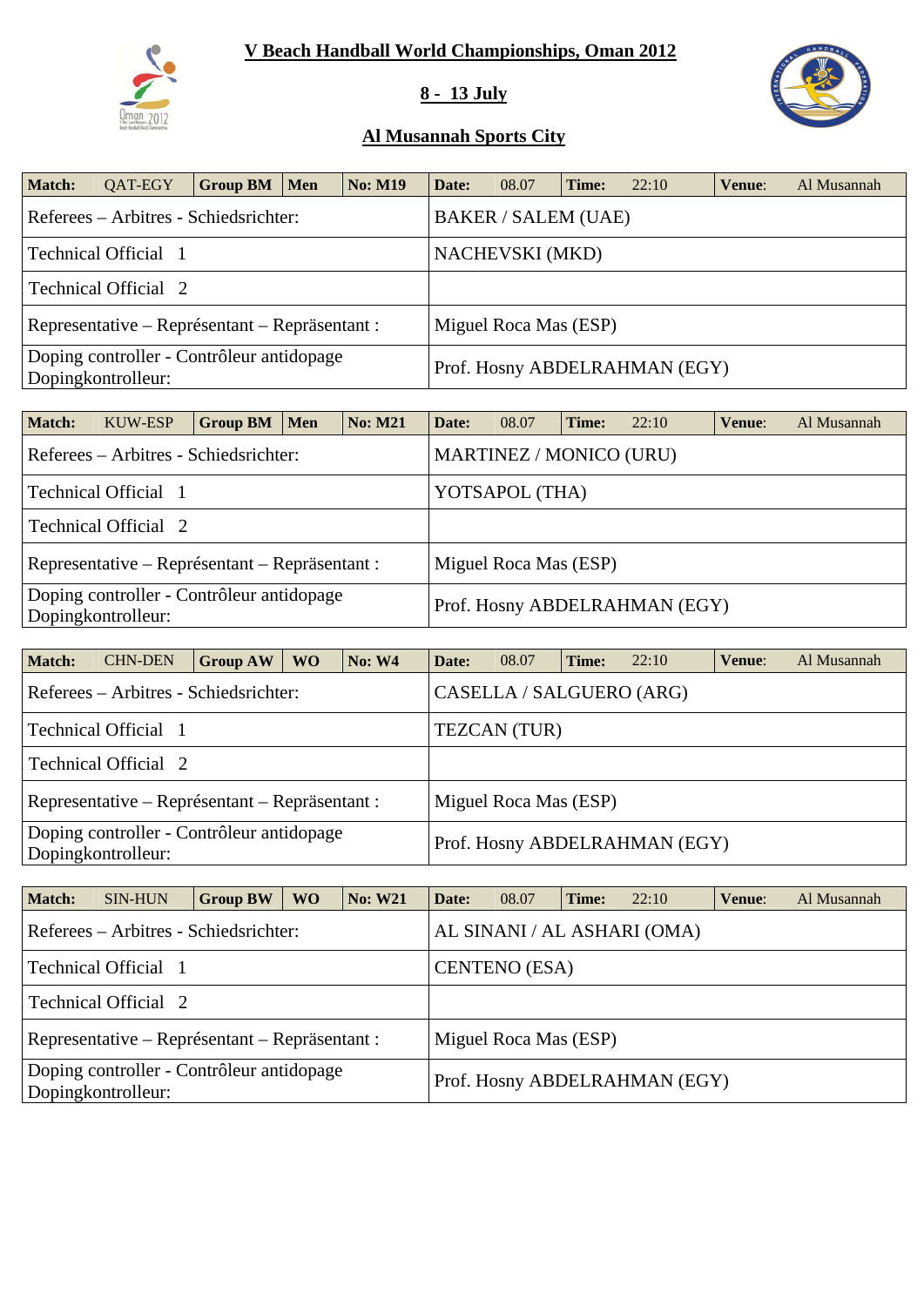**V Beach Handball World Championships, Oman 2012**

**8 - 13 July**

**Al Musannah Sports City**

| Match: | QAT-EGY | Group BM | Men | No: M19 | Date: | 08.07 | Time: | 22:10 | Venue: | Al Musannah |
|---|---|---|---|---|---|---|---|---|---|---|
| Referees – Arbitres - Schiedsrichter: | | | | | BAKER / SALEM (UAE) | | | | | |
| Technical Official 1 | | | | | NACHEVSKI (MKD) | | | | | |
| Technical Official 2 | | | | | | | | | | |
| Representative – Représentant – Repräsentant : | | | | | Miguel Roca Mas (ESP) | | | | | |
| Doping controller - Contrôleur antidopage Dopingkontrolleur: | | | | | Prof. Hosny ABDELRAHMAN (EGY) | | | | | |

| Match: | KUW-ESP | Group BM | Men | No: M21 | Date: | 08.07 | Time: | 22:10 | Venue: | Al Musannah |
|---|---|---|---|---|---|---|---|---|---|---|
| Referees – Arbitres - Schiedsrichter: | | | | | MARTINEZ / MONICO (URU) | | | | | |
| Technical Official 1 | | | | | YOTSAPOL (THA) | | | | | |
| Technical Official 2 | | | | | | | | | | |
| Representative – Représentant – Repräsentant : | | | | | Miguel Roca Mas (ESP) | | | | | |
| Doping controller - Contrôleur antidopage Dopingkontrolleur: | | | | | Prof. Hosny ABDELRAHMAN (EGY) | | | | | |

| Match: | CHN-DEN | Group AW | WO | No: W4 | Date: | 08.07 | Time: | 22:10 | Venue: | Al Musannah |
|---|---|---|---|---|---|---|---|---|---|---|
| Referees – Arbitres - Schiedsrichter: | | | | | CASELLA / SALGUERO (ARG) | | | | | |
| Technical Official 1 | | | | | TEZCAN (TUR) | | | | | |
| Technical Official 2 | | | | | | | | | | |
| Representative – Représentant – Repräsentant : | | | | | Miguel Roca Mas (ESP) | | | | | |
| Doping controller - Contrôleur antidopage Dopingkontrolleur: | | | | | Prof. Hosny ABDELRAHMAN (EGY) | | | | | |

| Match: | SIN-HUN | Group BW | WO | No: W21 | Date: | 08.07 | Time: | 22:10 | Venue: | Al Musannah |
|---|---|---|---|---|---|---|---|---|---|---|
| Referees – Arbitres - Schiedsrichter: | | | | | AL SINANI / AL ASHARI (OMA) | | | | | |
| Technical Official 1 | | | | | CENTENO (ESA) | | | | | |
| Technical Official 2 | | | | | | | | | | |
| Representative – Représentant – Repräsentant : | | | | | Miguel Roca Mas (ESP) | | | | | |
| Doping controller - Contrôleur antidopage Dopingkontrolleur: | | | | | Prof. Hosny ABDELRAHMAN (EGY) | | | | | |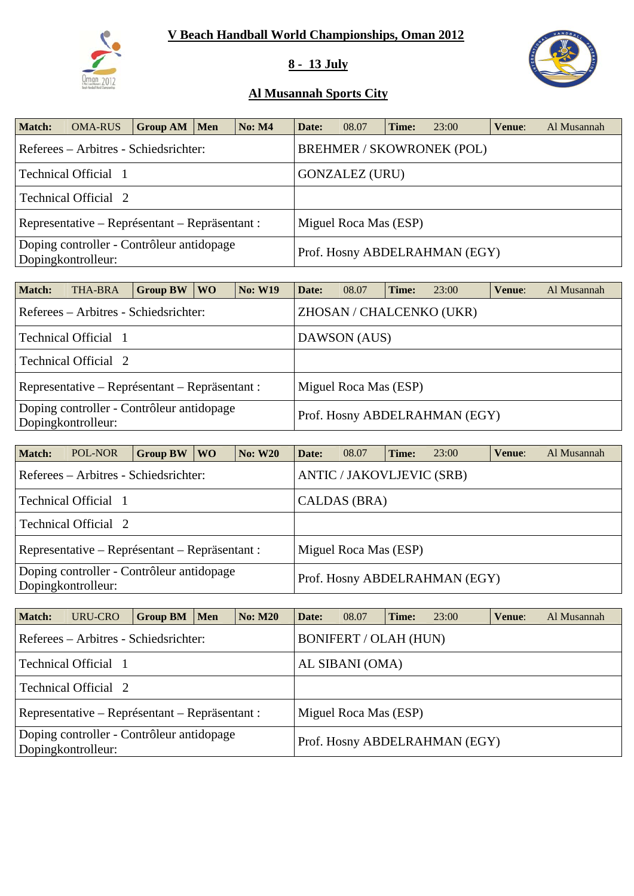# V Beach Handball World Championships, Oman 2012

## 8 - 13 July

## Al Musannah Sports City

| Match: | OMA-RUS | Group AM | Men | No: M4 | Date: | 08.07 | Time: | 23:00 | Venue: | Al Musannah |
|---|---|---|---|---|---|---|---|---|---|---|
| Referees – Arbitres - Schiedsrichter: | | | | | BREHMER / SKOWRONEK (POL) | | | | | |
| Technical Official 1 | | | | | GONZALEZ (URU) | | | | | |
| Technical Official 2 | | | | | | | | | | |
| Representative – Représentant – Repräsentant : | | | | | Miguel Roca Mas (ESP) | | | | | |
| Doping controller - Contrôleur antidopage Dopingkontrolleur: | | | | | Prof. Hosny ABDELRAHMAN (EGY) | | | | | |

| Match: | THA-BRA | Group BW | WO | No: W19 | Date: | 08.07 | Time: | 23:00 | Venue: | Al Musannah |
|---|---|---|---|---|---|---|---|---|---|---|
| Referees – Arbitres - Schiedsrichter: | | | | | ZHOSAN / CHALCENKO (UKR) | | | | | |
| Technical Official 1 | | | | | DAWSON (AUS) | | | | | |
| Technical Official 2 | | | | | | | | | | |
| Representative – Représentant – Repräsentant : | | | | | Miguel Roca Mas (ESP) | | | | | |
| Doping controller - Contrôleur antidopage Dopingkontrolleur: | | | | | Prof. Hosny ABDELRAHMAN (EGY) | | | | | |

| Match: | POL-NOR | Group BW | WO | No: W20 | Date: | 08.07 | Time: | 23:00 | Venue: | Al Musannah |
|---|---|---|---|---|---|---|---|---|---|---|
| Referees – Arbitres - Schiedsrichter: | | | | | ANTIC / JAKOVLJEVIC (SRB) | | | | | |
| Technical Official 1 | | | | | CALDAS (BRA) | | | | | |
| Technical Official 2 | | | | | | | | | | |
| Representative – Représentant – Repräsentant : | | | | | Miguel Roca Mas (ESP) | | | | | |
| Doping controller - Contrôleur antidopage Dopingkontrolleur: | | | | | Prof. Hosny ABDELRAHMAN (EGY) | | | | | |

| Match: | URU-CRO | Group BM | Men | No: M20 | Date: | 08.07 | Time: | 23:00 | Venue: | Al Musannah |
|---|---|---|---|---|---|---|---|---|---|---|
| Referees – Arbitres - Schiedsrichter: | | | | | BONIFERT / OLAH (HUN) | | | | | |
| Technical Official 1 | | | | | AL SIBANI (OMA) | | | | | |
| Technical Official 2 | | | | | | | | | | |
| Representative – Représentant – Repräsentant : | | | | | Miguel Roca Mas (ESP) | | | | | |
| Doping controller - Contrôleur antidopage Dopingkontrolleur: | | | | | Prof. Hosny ABDELRAHMAN (EGY) | | | | | |